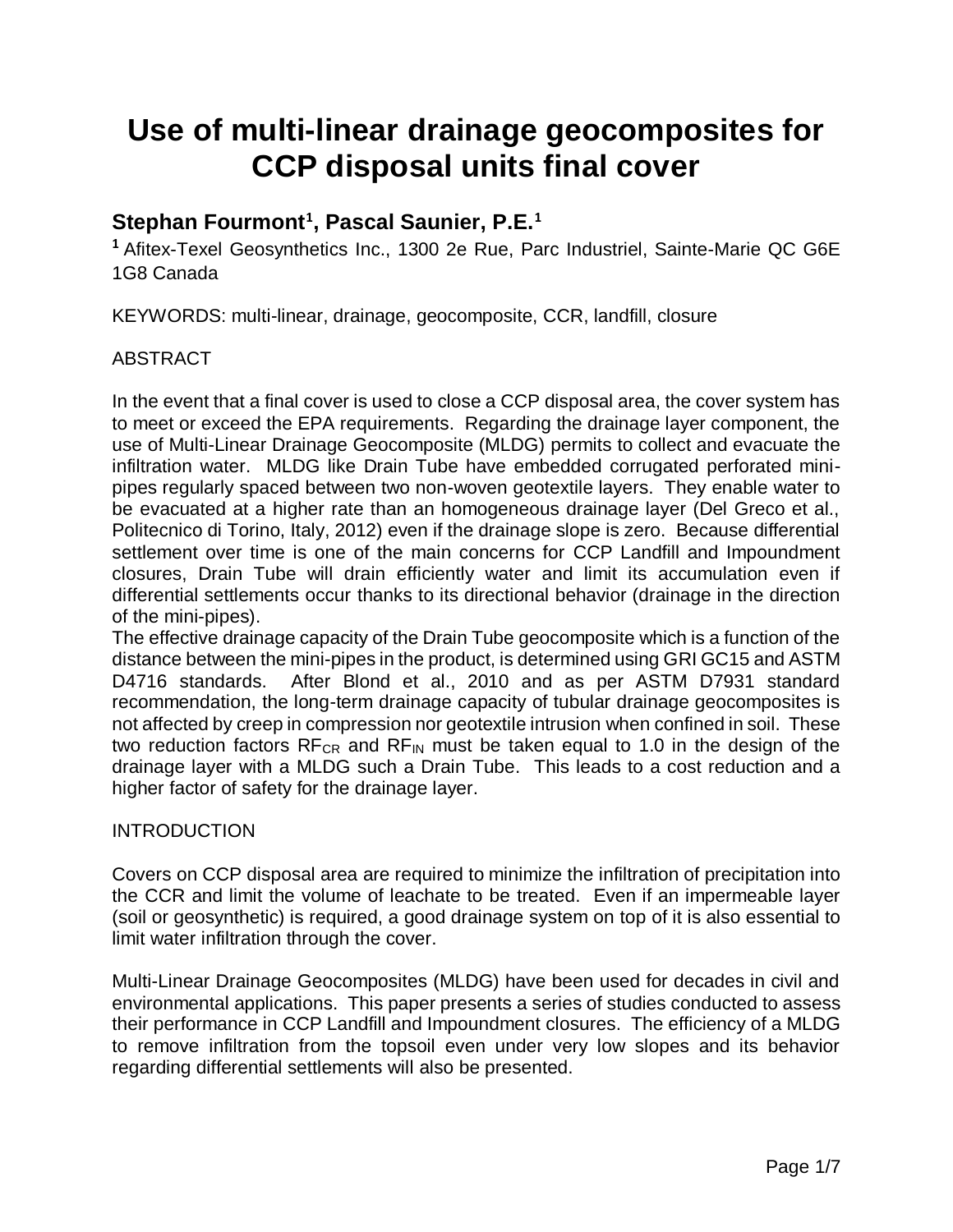# Use of multi-linear drainage geocomposites for CCP disposal units final cover

## Stephan Fourmont[1], Pascal Saunier, P.E.[1]

[1] Afitex-Texel Geosynthetics Inc., 1300 2e Rue, Parc Industriel, Sainte-Marie QC G6E 1G8 Canada

KEYWORDS: multi-linear, drainage, geocomposite, CCR, landfill, closure

ABSTRACT

In the event that a final cover is used to close a CCP disposal area, the cover system has to meet or exceed the EPA requirements. Regarding the drainage layer component, the use of Multi-Linear Drainage Geocomposite (MLDG) permits to collect and evacuate the infiltration water. MLDG like Drain Tube have embedded corrugated perforated mini-pipes regularly spaced between two non-woven geotextile layers. They enable water to be evacuated at a higher rate than an homogeneous drainage layer (Del Greco et al., Politecnico di Torino, Italy, 2012) even if the drainage slope is zero. Because differential settlement over time is one of the main concerns for CCP Landfill and Impoundment closures, Drain Tube will drain efficiently water and limit its accumulation even if differential settlements occur thanks to its directional behavior (drainage in the direction of the mini-pipes).

The effective drainage capacity of the Drain Tube geocomposite which is a function of the distance between the mini-pipes in the product, is determined using GRI GC15 and ASTM D4716 standards. After Blond et al., 2010 and as per ASTM D7931 standard recommendation, the long-term drainage capacity of tubular drainage geocomposites is not affected by creep in compression nor geotextile intrusion when confined in soil. These two reduction factors $RF_{CR}$ and $RF_{IN}$ must be taken equal to 1.0 in the design of the drainage layer with a MLDG such a Drain Tube. This leads to a cost reduction and a higher factor of safety for the drainage layer.

INTRODUCTION

Covers on CCP disposal area are required to minimize the infiltration of precipitation into the CCR and limit the volume of leachate to be treated. Even if an impermeable layer (soil or geosynthetic) is required, a good drainage system on top of it is also essential to limit water infiltration through the cover.

Multi-Linear Drainage Geocomposites (MLDG) have been used for decades in civil and environmental applications. This paper presents a series of studies conducted to assess their performance in CCP Landfill and Impoundment closures. The efficiency of a MLDG to remove infiltration from the topsoil even under very low slopes and its behavior regarding differential settlements will also be presented.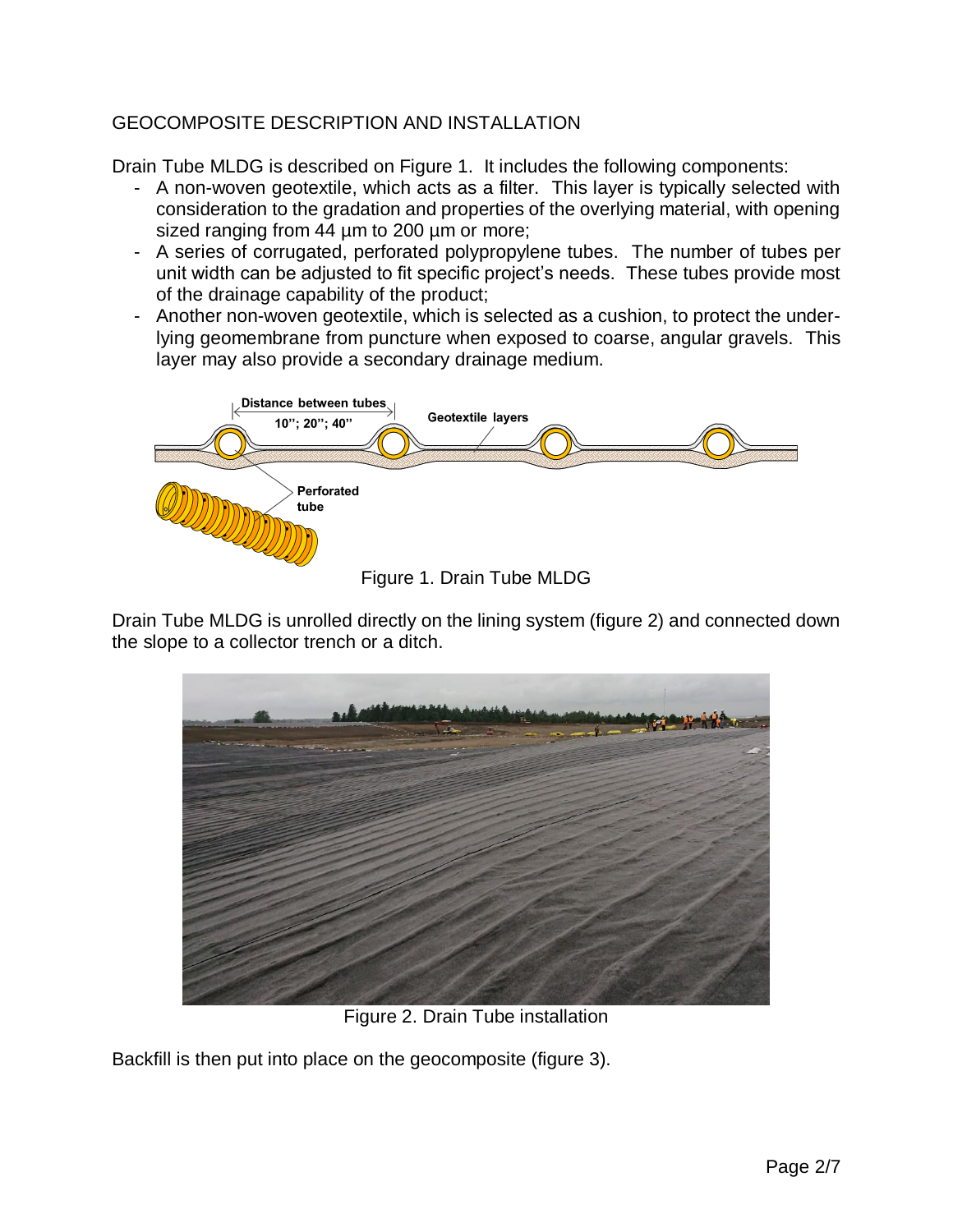## GEOCOMPOSITE DESCRIPTION AND INSTALLATION

Drain Tube MLDG is described on Figure 1. It includes the following components:

- A non-woven geotextile, which acts as a filter. This layer is typically selected with consideration to the gradation and properties of the overlying material, with opening sized ranging from 44 µm to 200 µm or more;
- A series of corrugated, perforated polypropylene tubes. The number of tubes per unit width can be adjusted to fit specific project's needs. These tubes provide most of the drainage capability of the product;
- Another non-woven geotextile, which is selected as a cushion, to protect the underlying geomembrane from puncture when exposed to coarse, angular gravels. This layer may also provide a secondary drainage medium.

Figure 1. Drain Tube MLDG

Drain Tube MLDG is unrolled directly on the lining system (figure 2) and connected down the slope to a collector trench or a ditch.

Figure 2. Drain Tube installation

Backfill is then put into place on the geocomposite (figure 3).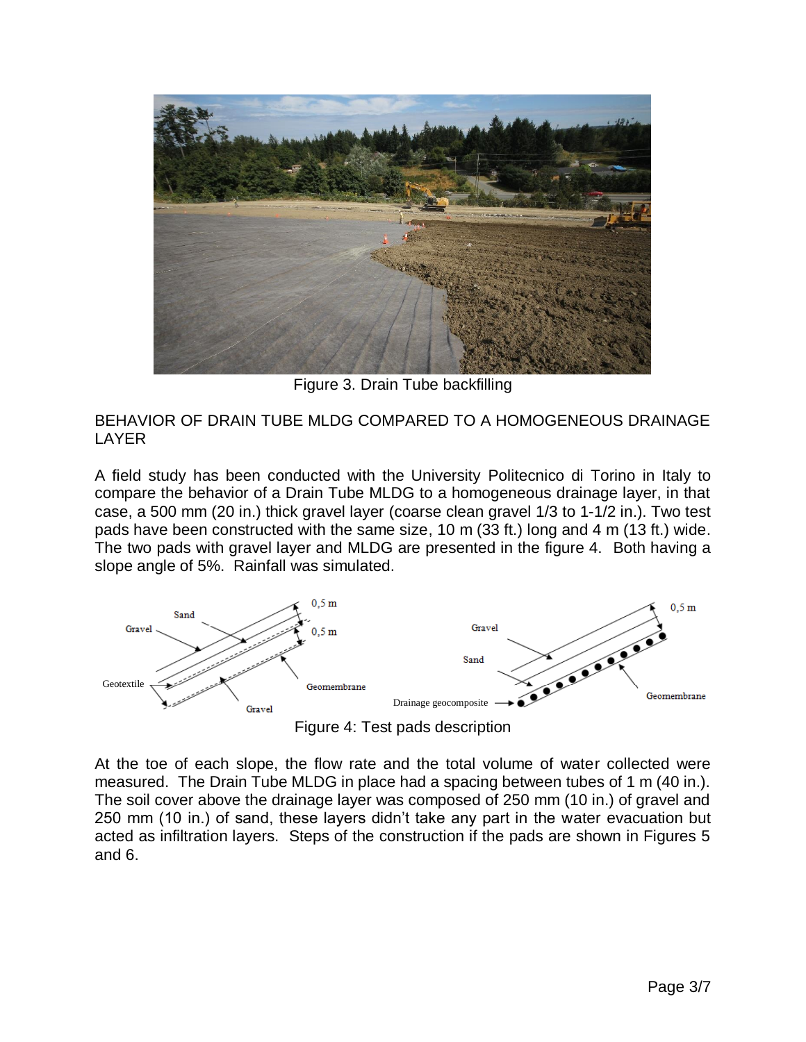Figure 3. Drain Tube backfilling

## BEHAVIOR OF DRAIN TUBE MLDG COMPARED TO A HOMOGENEOUS DRAINAGE LAYER

A field study has been conducted with the University Politecnico di Torino in Italy to compare the behavior of a Drain Tube MLDG to a homogeneous drainage layer, in that case, a 500 mm (20 in.) thick gravel layer (coarse clean gravel 1/3 to 1-1/2 in.). Two test pads have been constructed with the same size, 10 m (33 ft.) long and 4 m (13 ft.) wide. The two pads with gravel layer and MLDG are presented in the figure 4. Both having a slope angle of 5%. Rainfall was simulated.

Figure 4: Test pads description

At the toe of each slope, the flow rate and the total volume of water collected were measured. The Drain Tube MLDG in place had a spacing between tubes of 1 m (40 in.). The soil cover above the drainage layer was composed of 250 mm (10 in.) of gravel and 250 mm (10 in.) of sand, these layers didn't take any part in the water evacuation but acted as infiltration layers. Steps of the construction if the pads are shown in Figures 5 and 6.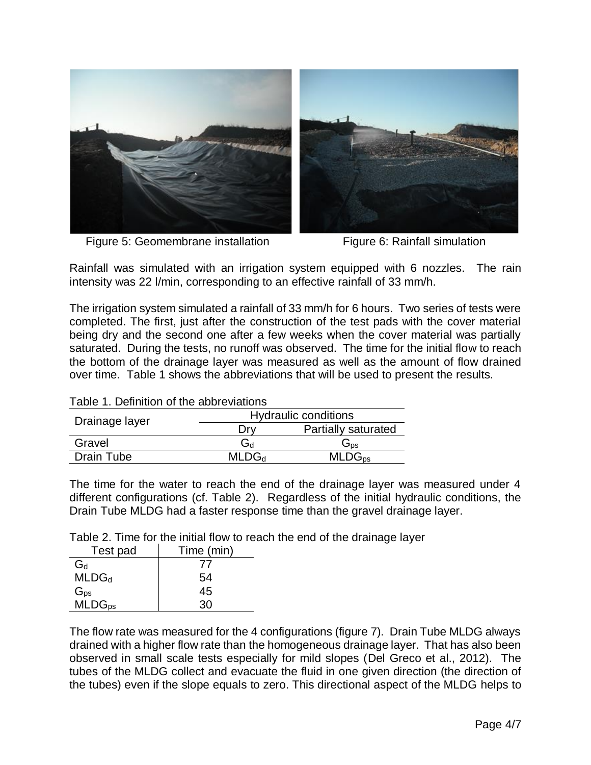Figure 5: Geomembrane installation

Figure 6: Rainfall simulation

Rainfall was simulated with an irrigation system equipped with 6 nozzles. The rain intensity was 22 l/min, corresponding to an effective rainfall of 33 mm/h.

The irrigation system simulated a rainfall of 33 mm/h for 6 hours. Two series of tests were completed. The first, just after the construction of the test pads with the cover material being dry and the second one after a few weeks when the cover material was partially saturated. During the tests, no runoff was observed. The time for the initial flow to reach the bottom of the drainage layer was measured as well as the amount of flow drained over time. Table 1 shows the abbreviations that will be used to present the results.

Table 1. Definition of the abbreviations

| Drainage layer | Hydraulic conditions | |
|---|---|---|
| | Dry | Partially saturated |
| Gravel | $G_d$ | $G_{ps}$ |
| Drain Tube | $MLDG_d$ | $MLDG_{ps}$ |

The time for the water to reach the end of the drainage layer was measured under 4 different configurations (cf. Table 2). Regardless of the initial hydraulic conditions, the Drain Tube MLDG had a faster response time than the gravel drainage layer.

Table 2. Time for the initial flow to reach the end of the drainage layer

| Test pad | Time (min) |
|---|---|
| $G_d$ | 77 |
| $MLDG_d$ | 54 |
| $G_{ps}$ | 45 |
| $MLDG_{ps}$ | 30 |

The flow rate was measured for the 4 configurations (figure 7). Drain Tube MLDG always drained with a higher flow rate than the homogeneous drainage layer. That has also been observed in small scale tests especially for mild slopes (Del Greco et al., 2012). The tubes of the MLDG collect and evacuate the fluid in one given direction (the direction of the tubes) even if the slope equals to zero. This directional aspect of the MLDG helps to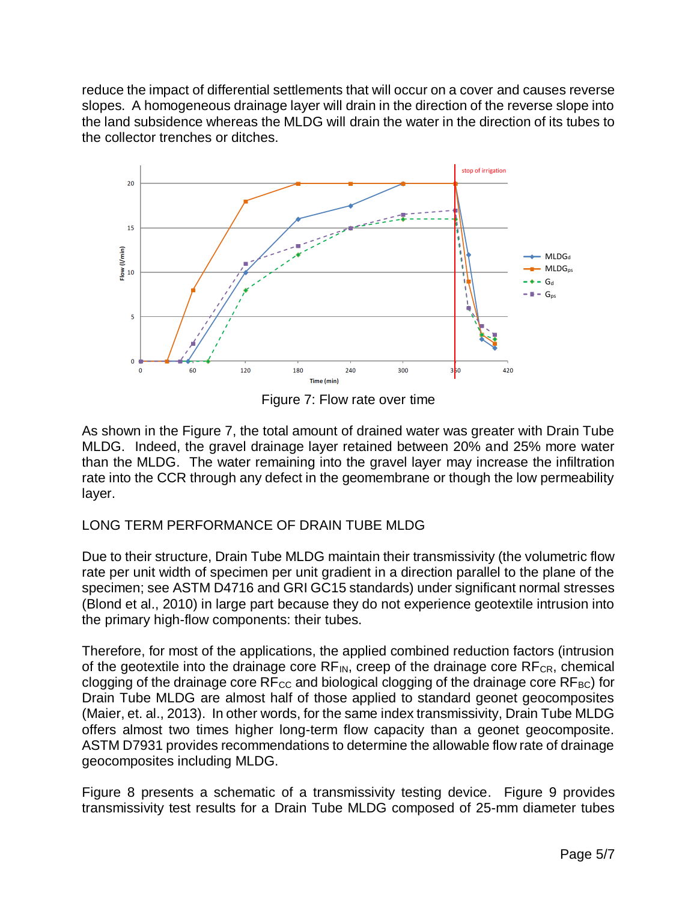reduce the impact of differential settlements that will occur on a cover and causes reverse slopes. A homogeneous drainage layer will drain in the direction of the reverse slope into the land subsidence whereas the MLDG will drain the water in the direction of its tubes to the collector trenches or ditches.

Figure 7: Flow rate over time

As shown in the Figure 7, the total amount of drained water was greater with Drain Tube MLDG. Indeed, the gravel drainage layer retained between 20% and 25% more water than the MLDG. The water remaining into the gravel layer may increase the infiltration rate into the CCR through any defect in the geomembrane or though the low permeability layer.

## LONG TERM PERFORMANCE OF DRAIN TUBE MLDG

Due to their structure, Drain Tube MLDG maintain their transmissivity (the volumetric flow rate per unit width of specimen per unit gradient in a direction parallel to the plane of the specimen; see ASTM D4716 and GRI GC15 standards) under significant normal stresses (Blond et al., 2010) in large part because they do not experience geotextile intrusion into the primary high-flow components: their tubes.

Therefore, for most of the applications, the applied combined reduction factors (intrusion of the geotextile into the drainage core $RF_{IN}$, creep of the drainage core $RF_{CR}$, chemical clogging of the drainage core $RF_{CC}$ and biological clogging of the drainage core $RF_{BC}$) for Drain Tube MLDG are almost half of those applied to standard geonet geocomposites (Maier, et. al., 2013). In other words, for the same index transmissivity, Drain Tube MLDG offers almost two times higher long-term flow capacity than a geonet geocomposite. ASTM D7931 provides recommendations to determine the allowable flow rate of drainage geocomposites including MLDG.

Figure 8 presents a schematic of a transmissivity testing device. Figure 9 provides transmissivity test results for a Drain Tube MLDG composed of 25-mm diameter tubes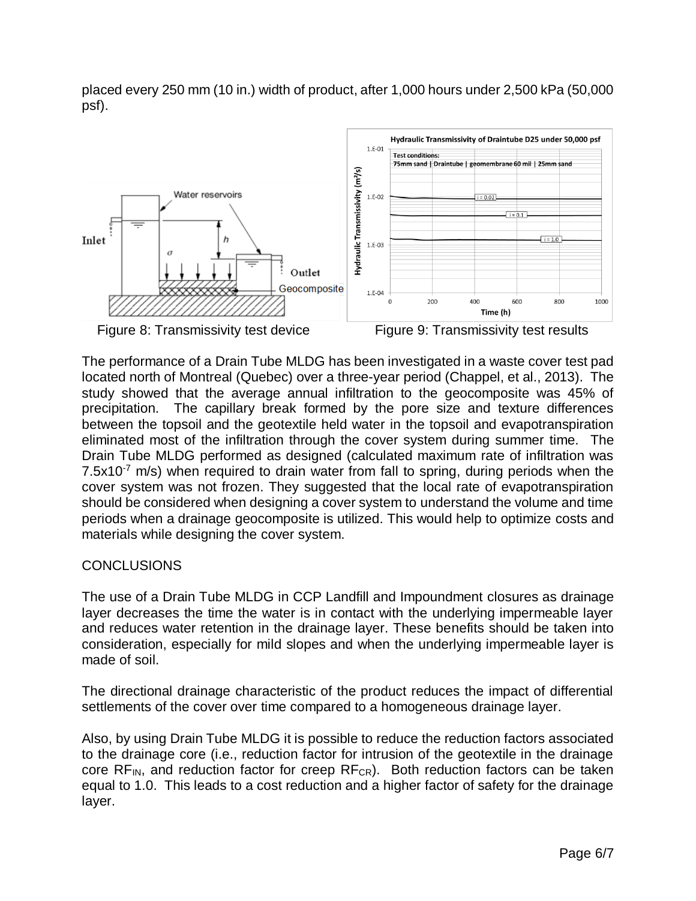placed every 250 mm (10 in.) width of product, after 1,000 hours under 2,500 kPa (50,000 psf).

Figure 8: Transmissivity test device

Figure 9: Transmissivity test results

The performance of a Drain Tube MLDG has been investigated in a waste cover test pad located north of Montreal (Quebec) over a three-year period (Chappel, et al., 2013). The study showed that the average annual infiltration to the geocomposite was 45% of precipitation. The capillary break formed by the pore size and texture differences between the topsoil and the geotextile held water in the topsoil and evapotranspiration eliminated most of the infiltration through the cover system during summer time. The Drain Tube MLDG performed as designed (calculated maximum rate of infiltration was $7.5x10^{-7}$ m/s) when required to drain water from fall to spring, during periods when the cover system was not frozen. They suggested that the local rate of evapotranspiration should be considered when designing a cover system to understand the volume and time periods when a drainage geocomposite is utilized. This would help to optimize costs and materials while designing the cover system.

## CONCLUSIONS

The use of a Drain Tube MLDG in CCP Landfill and Impoundment closures as drainage layer decreases the time the water is in contact with the underlying impermeable layer and reduces water retention in the drainage layer. These benefits should be taken into consideration, especially for mild slopes and when the underlying impermeable layer is made of soil.

The directional drainage characteristic of the product reduces the impact of differential settlements of the cover over time compared to a homogeneous drainage layer.

Also, by using Drain Tube MLDG it is possible to reduce the reduction factors associated to the drainage core (i.e., reduction factor for intrusion of the geotextile in the drainage core $RF_{IN}$, and reduction factor for creep $RF_{CR}$). Both reduction factors can be taken equal to 1.0. This leads to a cost reduction and a higher factor of safety for the drainage layer.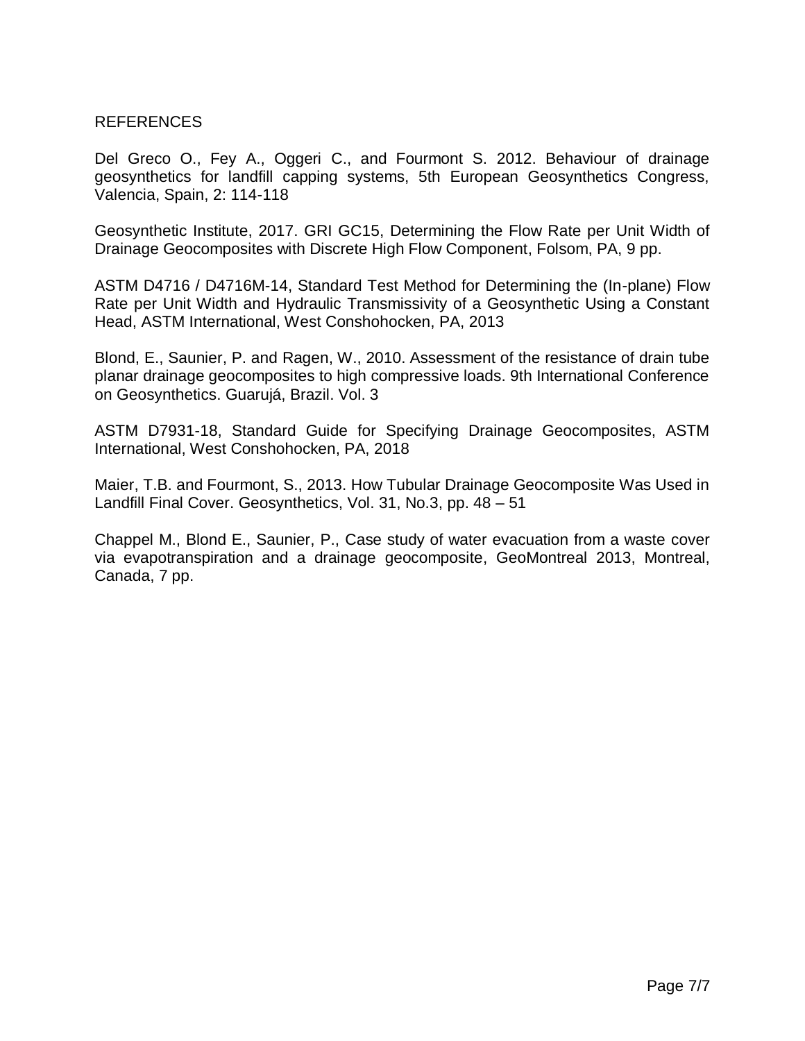## REFERENCES

Del Greco O., Fey A., Oggeri C., and Fourmont S. 2012. Behaviour of drainage geosynthetics for landfill capping systems, 5th European Geosynthetics Congress, Valencia, Spain, 2: 114-118

Geosynthetic Institute, 2017. GRI GC15, Determining the Flow Rate per Unit Width of Drainage Geocomposites with Discrete High Flow Component, Folsom, PA, 9 pp.

ASTM D4716 / D4716M-14, Standard Test Method for Determining the (In-plane) Flow Rate per Unit Width and Hydraulic Transmissivity of a Geosynthetic Using a Constant Head, ASTM International, West Conshohocken, PA, 2013

Blond, E., Saunier, P. and Ragen, W., 2010. Assessment of the resistance of drain tube planar drainage geocomposites to high compressive loads. 9th International Conference on Geosynthetics. Guarujá, Brazil. Vol. 3

ASTM D7931-18, Standard Guide for Specifying Drainage Geocomposites, ASTM International, West Conshohocken, PA, 2018

Maier, T.B. and Fourmont, S., 2013. How Tubular Drainage Geocomposite Was Used in Landfill Final Cover. Geosynthetics, Vol. 31, No.3, pp. 48 – 51

Chappel M., Blond E., Saunier, P., Case study of water evacuation from a waste cover via evapotranspiration and a drainage geocomposite, GeoMontreal 2013, Montreal, Canada, 7 pp.